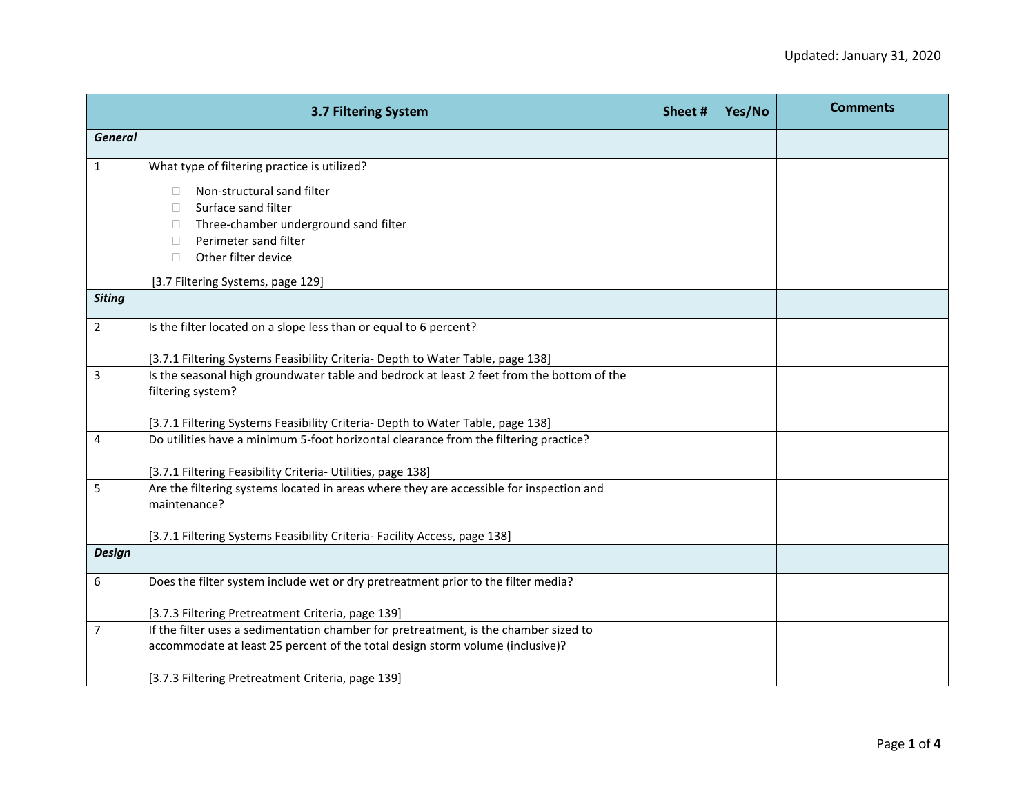| | 3.7 Filtering System | Sheet # | Yes/No | Comments |
|---|---|---|---|---|
| ***General*** | | | | |
| 1 | What type of filtering practice is utilized?<br><br>☐ Non-structural sand filter<br>☐ Surface sand filter<br>☐ Three-chamber underground sand filter<br>☐ Perimeter sand filter<br>☐ Other filter device<br><br>[3.7 Filtering Systems, page 129] | | | |
| ***Siting*** | | | | |
| 2 | Is the filter located on a slope less than or equal to 6 percent?<br><br>[3.7.1 Filtering Systems Feasibility Criteria- Depth to Water Table, page 138] | | | |
| 3 | Is the seasonal high groundwater table and bedrock at least 2 feet from the bottom of the filtering system?<br><br>[3.7.1 Filtering Systems Feasibility Criteria- Depth to Water Table, page 138] | | | |
| 4 | Do utilities have a minimum 5-foot horizontal clearance from the filtering practice?<br><br>[3.7.1 Filtering Feasibility Criteria- Utilities, page 138] | | | |
| 5 | Are the filtering systems located in areas where they are accessible for inspection and maintenance?<br><br>[3.7.1 Filtering Systems Feasibility Criteria- Facility Access, page 138] | | | |
| ***Design*** | | | | |
| 6 | Does the filter system include wet or dry pretreatment prior to the filter media?<br><br>[3.7.3 Filtering Pretreatment Criteria, page 139] | | | |
| 7 | If the filter uses a sedimentation chamber for pretreatment, is the chamber sized to accommodate at least 25 percent of the total design storm volume (inclusive)?<br><br>[3.7.3 Filtering Pretreatment Criteria, page 139] | | | |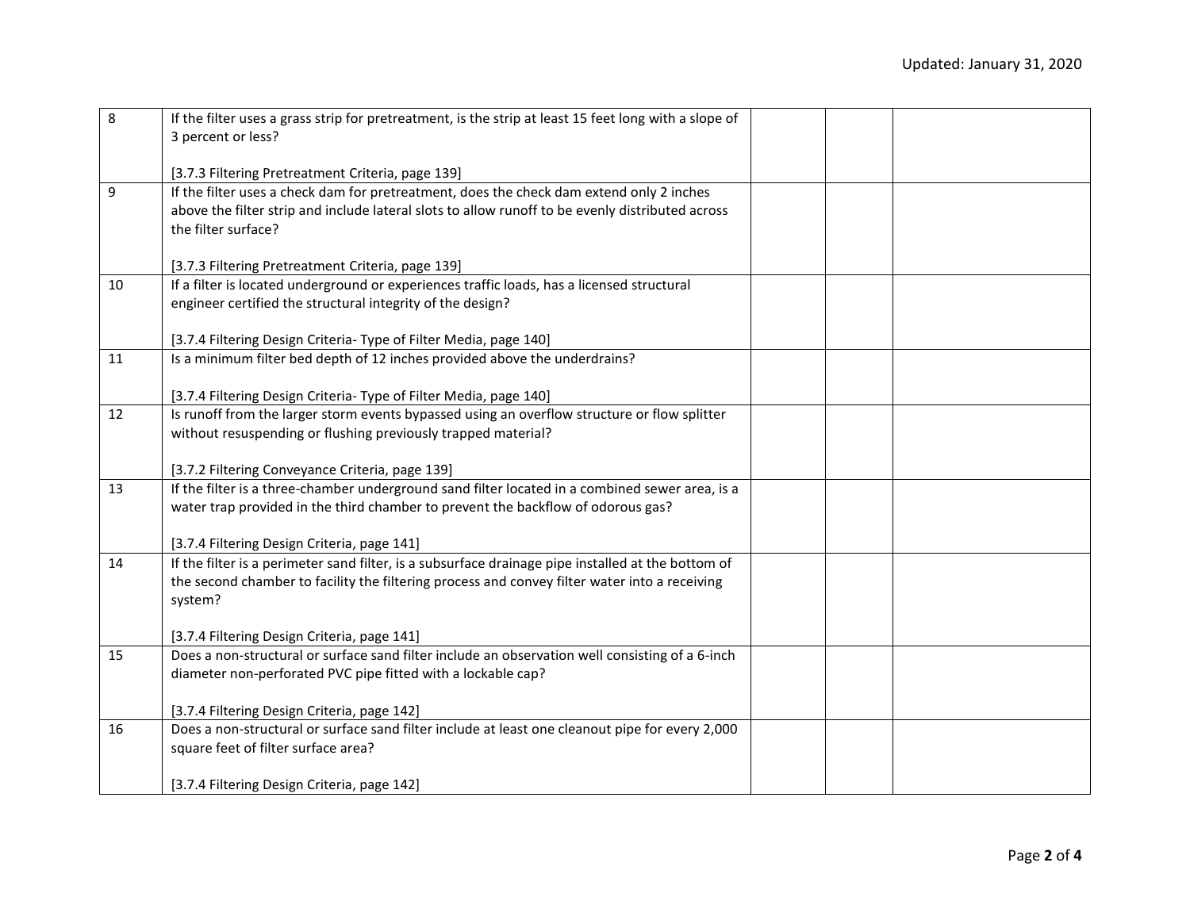| | | | | |
|---|---|---|---|---|
| 8 | If the filter uses a grass strip for pretreatment, is the strip at least 15 feet long with a slope of 3 percent or less?<br><br>[3.7.3 Filtering Pretreatment Criteria, page 139] | | | |
| 9 | If the filter uses a check dam for pretreatment, does the check dam extend only 2 inches above the filter strip and include lateral slots to allow runoff to be evenly distributed across the filter surface?<br><br>[3.7.3 Filtering Pretreatment Criteria, page 139] | | | |
| 10 | If a filter is located underground or experiences traffic loads, has a licensed structural engineer certified the structural integrity of the design?<br><br>[3.7.4 Filtering Design Criteria- Type of Filter Media, page 140] | | | |
| 11 | Is a minimum filter bed depth of 12 inches provided above the underdrains?<br><br>[3.7.4 Filtering Design Criteria- Type of Filter Media, page 140] | | | |
| 12 | Is runoff from the larger storm events bypassed using an overflow structure or flow splitter without resuspending or flushing previously trapped material?<br><br>[3.7.2 Filtering Conveyance Criteria, page 139] | | | |
| 13 | If the filter is a three-chamber underground sand filter located in a combined sewer area, is a water trap provided in the third chamber to prevent the backflow of odorous gas?<br><br>[3.7.4 Filtering Design Criteria, page 141] | | | |
| 14 | If the filter is a perimeter sand filter, is a subsurface drainage pipe installed at the bottom of the second chamber to facility the filtering process and convey filter water into a receiving system?<br><br>[3.7.4 Filtering Design Criteria, page 141] | | | |
| 15 | Does a non-structural or surface sand filter include an observation well consisting of a 6-inch diameter non-perforated PVC pipe fitted with a lockable cap?<br><br>[3.7.4 Filtering Design Criteria, page 142] | | | |
| 16 | Does a non-structural or surface sand filter include at least one cleanout pipe for every 2,000 square feet of filter surface area?<br><br>[3.7.4 Filtering Design Criteria, page 142] | | | |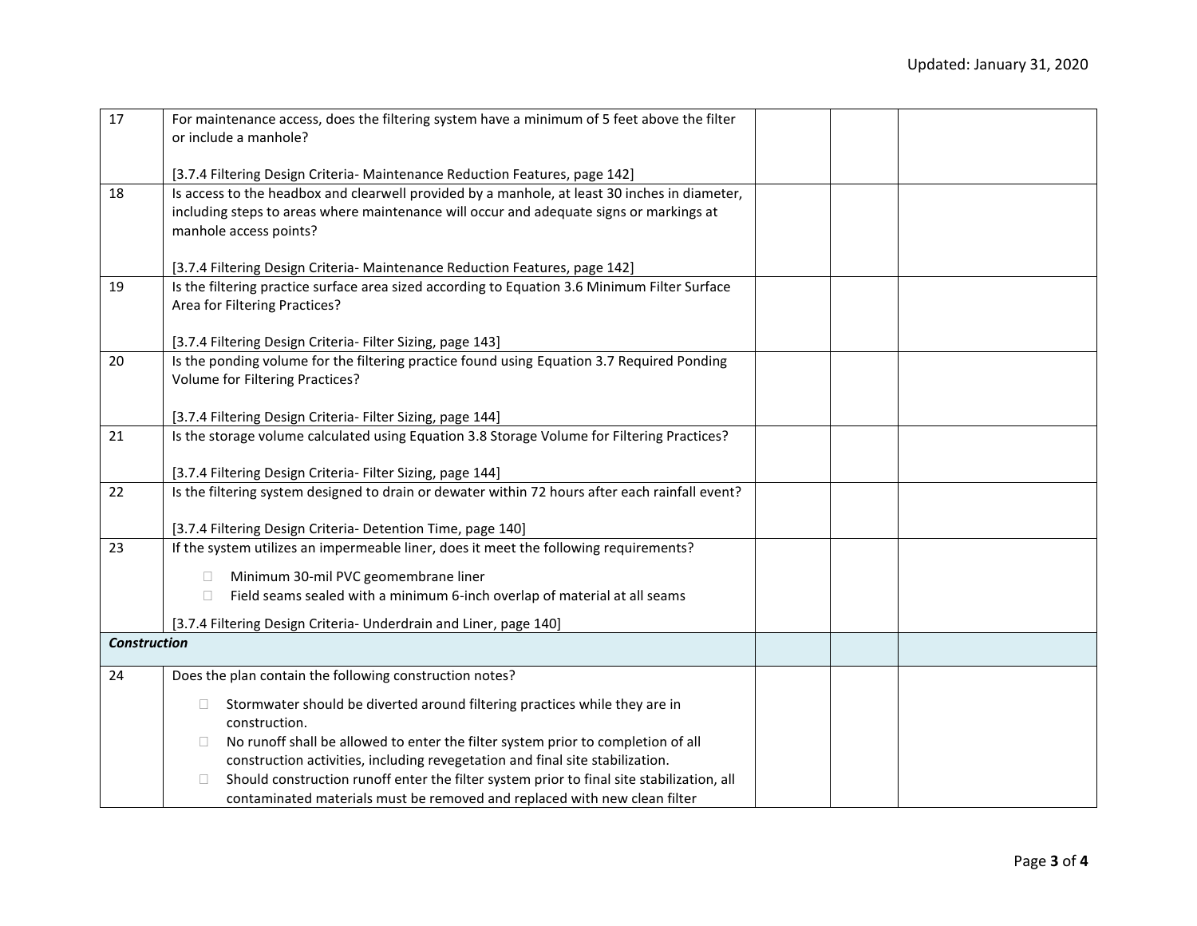| | | | | |
|---|---|---|---|---|
| 17 | For maintenance access, does the filtering system have a minimum of 5 feet above the filter or include a manhole?<br><br>[3.7.4 Filtering Design Criteria- Maintenance Reduction Features, page 142] | | | |
| 18 | Is access to the headbox and clearwell provided by a manhole, at least 30 inches in diameter, including steps to areas where maintenance will occur and adequate signs or markings at manhole access points?<br><br>[3.7.4 Filtering Design Criteria- Maintenance Reduction Features, page 142] | | | |
| 19 | Is the filtering practice surface area sized according to Equation 3.6 Minimum Filter Surface Area for Filtering Practices?<br><br>[3.7.4 Filtering Design Criteria- Filter Sizing, page 143] | | | |
| 20 | Is the ponding volume for the filtering practice found using Equation 3.7 Required Ponding Volume for Filtering Practices?<br><br>[3.7.4 Filtering Design Criteria- Filter Sizing, page 144] | | | |
| 21 | Is the storage volume calculated using Equation 3.8 Storage Volume for Filtering Practices?<br><br>[3.7.4 Filtering Design Criteria- Filter Sizing, page 144] | | | |
| 22 | Is the filtering system designed to drain or dewater within 72 hours after each rainfall event?<br><br>[3.7.4 Filtering Design Criteria- Detention Time, page 140] | | | |
| 23 | If the system utilizes an impermeable liner, does it meet the following requirements?<br><br>☐ Minimum 30-mil PVC geomembrane liner<br>☐ Field seams sealed with a minimum 6-inch overlap of material at all seams<br><br>[3.7.4 Filtering Design Criteria- Underdrain and Liner, page 140] | | | |
| ***Construction*** | | | | |
| 24 | Does the plan contain the following construction notes?<br><br>☐ Stormwater should be diverted around filtering practices while they are in construction.<br>☐ No runoff shall be allowed to enter the filter system prior to completion of all construction activities, including revegetation and final site stabilization.<br>☐ Should construction runoff enter the filter system prior to final site stabilization, all contaminated materials must be removed and replaced with new clean filter | | | |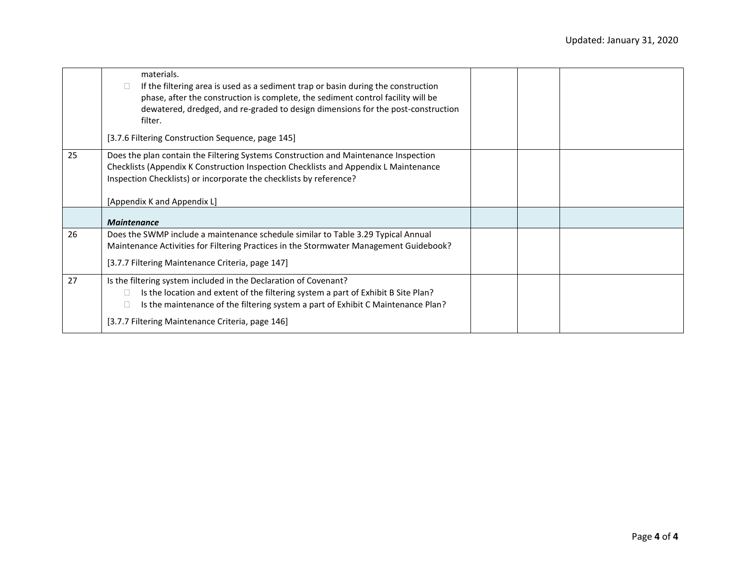| | | | | |
|---|---|---|---|---|
| | materials.<br>□ If the filtering area is used as a sediment trap or basin during the construction phase, after the construction is complete, the sediment control facility will be dewatered, dredged, and re-graded to design dimensions for the post-construction filter.<br><br>[3.7.6 Filtering Construction Sequence, page 145] | | | |
| 25 | Does the plan contain the Filtering Systems Construction and Maintenance Inspection Checklists (Appendix K Construction Inspection Checklists and Appendix L Maintenance Inspection Checklists) or incorporate the checklists by reference?<br><br>[Appendix K and Appendix L] | | | |
| | ***Maintenance*** | | | |
| 26 | Does the SWMP include a maintenance schedule similar to Table 3.29 Typical Annual Maintenance Activities for Filtering Practices in the Stormwater Management Guidebook?<br><br>[3.7.7 Filtering Maintenance Criteria, page 147] | | | |
| 27 | Is the filtering system included in the Declaration of Covenant?<br>□ Is the location and extent of the filtering system a part of Exhibit B Site Plan?<br>□ Is the maintenance of the filtering system a part of Exhibit C Maintenance Plan?<br><br>[3.7.7 Filtering Maintenance Criteria, page 146] | | | |